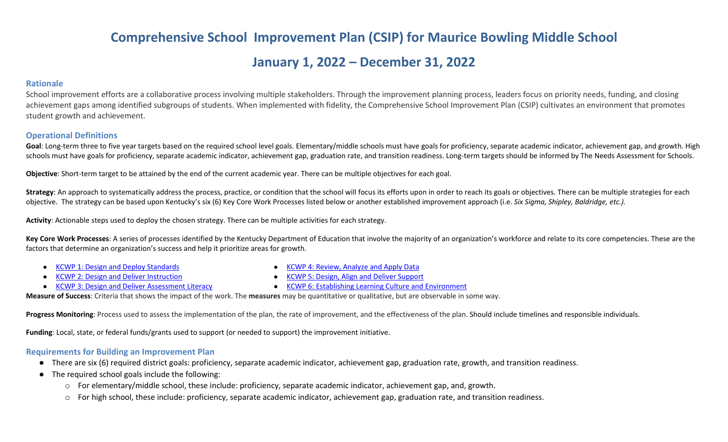# Comprehensive School Improvement Plan (CSIP) for Maurice Bowling Middle School

## January 1, 2022 – December 31, 2022

### Rationale

School improvement efforts are a collaborative process involving multiple stakeholders. Through the improvement planning process, leaders focus on priority needs, funding, and closing achievement gaps among identified subgroups of students. When implemented with fidelity, the Comprehensive School Improvement Plan (CSIP) cultivates an environment that promotes student growth and achievement.

### Operational Definitions

**Goal**: Long-term three to five year targets based on the required school level goals. Elementary/middle schools must have goals for proficiency, separate academic indicator, achievement gap, and growth. High schools must have goals for proficiency, separate academic indicator, achievement gap, graduation rate, and transition readiness. Long-term targets should be informed by The Needs Assessment for Schools.

**Objective**: Short-term target to be attained by the end of the current academic year. There can be multiple objectives for each goal.

**Strategy**: An approach to systematically address the process, practice, or condition that the school will focus its efforts upon in order to reach its goals or objectives. There can be multiple strategies for each objective. The strategy can be based upon Kentucky's six (6) Key Core Work Processes listed below or another established improvement approach (i.e. *Six Sigma, Shipley, Baldridge, etc.).*

**Activity**: Actionable steps used to deploy the chosen strategy. There can be multiple activities for each strategy.

**Key Core Work Processes**: A series of processes identified by the Kentucky Department of Education that involve the majority of an organization's workforce and relate to its core competencies. These are the factors that determine an organization's success and help it prioritize areas for growth.

- KCWP 1: Design and Deploy Standards
- KCWP 2: Design and Deliver Instruction
- KCWP 3: Design and Deliver Assessment Literacy
- KCWP 4: Review, Analyze and Apply Data
- KCWP 5: Design, Align and Deliver Support
- KCWP 6: Establishing Learning Culture and Environment

**Measure of Success**: Criteria that shows the impact of the work. The **measures** may be quantitative or qualitative, but are observable in some way.

**Progress Monitoring**: Process used to assess the implementation of the plan, the rate of improvement, and the effectiveness of the plan. Should include timelines and responsible individuals.

**Funding**: Local, state, or federal funds/grants used to support (or needed to support) the improvement initiative.

### Requirements for Building an Improvement Plan

- There are six (6) required district goals: proficiency, separate academic indicator, achievement gap, graduation rate, growth, and transition readiness.
- The required school goals include the following:
  - For elementary/middle school, these include: proficiency, separate academic indicator, achievement gap, and, growth.
  - For high school, these include: proficiency, separate academic indicator, achievement gap, graduation rate, and transition readiness.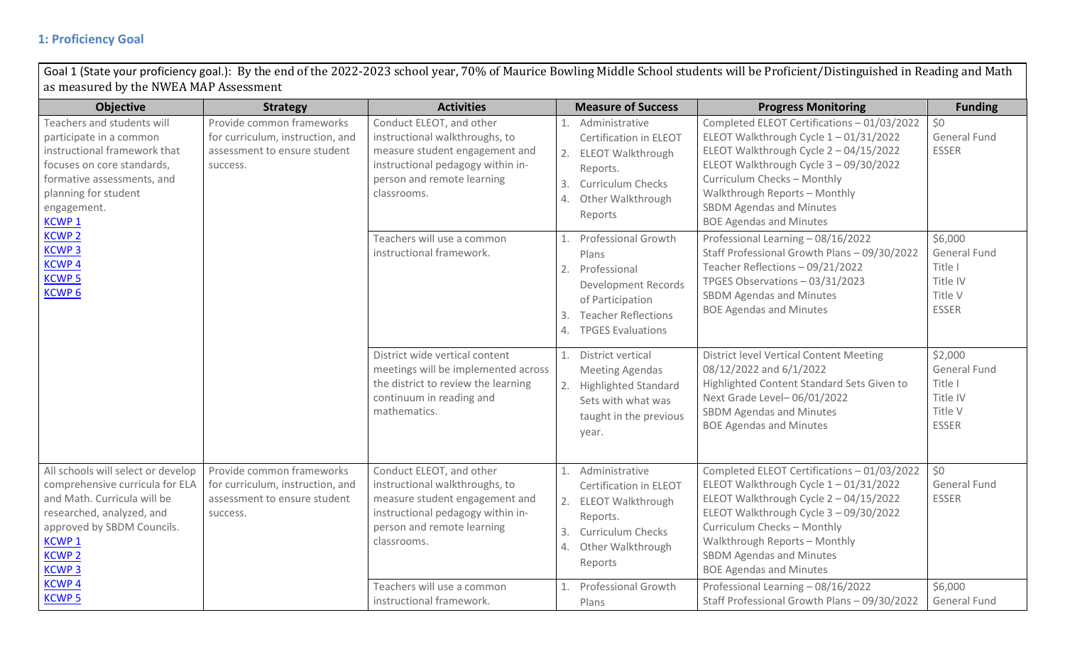## 1: Proficiency Goal

Goal 1 (State your proficiency goal.): By the end of the 2022-2023 school year, 70% of Maurice Bowling Middle School students will be Proficient/Distinguished in Reading and Math as measured by the NWEA MAP Assessment

| Objective | Strategy | Activities | Measure of Success | Progress Monitoring | Funding |
|---|---|---|---|---|---|
| Teachers and students will participate in a common instructional framework that focuses on core standards, formative assessments, and planning for student engagement.<br>KCWP 1<br>KCWP 2<br>KCWP 3<br>KCWP 4<br>KCWP 5<br>KCWP 6 | Provide common frameworks for curriculum, instruction, and assessment to ensure student success. | Conduct ELEOT, and other instructional walkthroughs, to measure student engagement and instructional pedagogy within in-person and remote learning classrooms. | 1. Administrative Certification in ELEOT<br>2. ELEOT Walkthrough Reports.<br>3. Curriculum Checks<br>4. Other Walkthrough Reports | Completed ELEOT Certifications – 01/03/2022<br>ELEOT Walkthrough Cycle 1 – 01/31/2022<br>ELEOT Walkthrough Cycle 2 – 04/15/2022<br>ELEOT Walkthrough Cycle 3 – 09/30/2022<br>Curriculum Checks – Monthly<br>Walkthrough Reports – Monthly<br>SBDM Agendas and Minutes<br>BOE Agendas and Minutes | $0<br>General Fund<br>ESSER |
| | | Teachers will use a common instructional framework. | 1. Professional Growth Plans<br>2. Professional Development Records of Participation<br>3. Teacher Reflections<br>4. TPGES Evaluations | Professional Learning – 08/16/2022<br>Staff Professional Growth Plans – 09/30/2022<br>Teacher Reflections – 09/21/2022<br>TPGES Observations – 03/31/2023<br>SBDM Agendas and Minutes<br>BOE Agendas and Minutes | $6,000<br>General Fund<br>Title I<br>Title IV<br>Title V<br>ESSER |
| | | District wide vertical content meetings will be implemented across the district to review the learning continuum in reading and mathematics. | 1. District vertical Meeting Agendas<br>2. Highlighted Standard Sets with what was taught in the previous year. | District level Vertical Content Meeting 08/12/2022 and 6/1/2022<br>Highlighted Content Standard Sets Given to Next Grade Level– 06/01/2022<br>SBDM Agendas and Minutes<br>BOE Agendas and Minutes | $2,000<br>General Fund<br>Title I<br>Title IV<br>Title V<br>ESSER |
| All schools will select or develop comprehensive curricula for ELA and Math. Curricula will be researched, analyzed, and approved by SBDM Councils.<br>KCWP 1<br>KCWP 2<br>KCWP 3<br>KCWP 4<br>KCWP 5 | Provide common frameworks for curriculum, instruction, and assessment to ensure student success. | Conduct ELEOT, and other instructional walkthroughs, to measure student engagement and instructional pedagogy within in-person and remote learning classrooms. | 1. Administrative Certification in ELEOT<br>2. ELEOT Walkthrough Reports.<br>3. Curriculum Checks<br>4. Other Walkthrough Reports | Completed ELEOT Certifications – 01/03/2022<br>ELEOT Walkthrough Cycle 1 – 01/31/2022<br>ELEOT Walkthrough Cycle 2 – 04/15/2022<br>ELEOT Walkthrough Cycle 3 – 09/30/2022<br>Curriculum Checks – Monthly<br>Walkthrough Reports – Monthly<br>SBDM Agendas and Minutes<br>BOE Agendas and Minutes | $0<br>General Fund<br>ESSER |
| | | Teachers will use a common instructional framework. | 1. Professional Growth Plans | Professional Learning – 08/16/2022<br>Staff Professional Growth Plans – 09/30/2022 | $6,000<br>General Fund |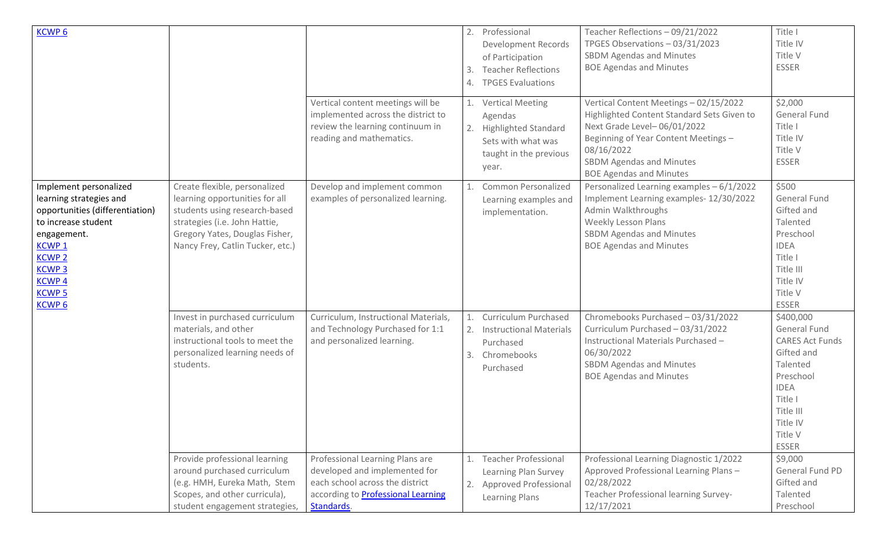| | | | | | |
|---|---|---|---|---|---|
| KCWP 6 | | | 2. Professional Development Records of Participation<br>3. Teacher Reflections<br>4. TPGES Evaluations | Teacher Reflections – 09/21/2022<br>TPGES Observations – 03/31/2023<br>SBDM Agendas and Minutes<br>BOE Agendas and Minutes | Title I<br>Title IV<br>Title V<br>ESSER |
| | | Vertical content meetings will be implemented across the district to review the learning continuum in reading and mathematics. | 1. Vertical Meeting Agendas<br>2. Highlighted Standard Sets with what was taught in the previous year. | Vertical Content Meetings – 02/15/2022<br>Highlighted Content Standard Sets Given to Next Grade Level– 06/01/2022<br>Beginning of Year Content Meetings – 08/16/2022<br>SBDM Agendas and Minutes<br>BOE Agendas and Minutes | $2,000<br>General Fund<br>Title I<br>Title IV<br>Title V<br>ESSER |
| Implement personalized learning strategies and opportunities (differentiation) to increase student engagement.<br>KCWP 1<br>KCWP 2<br>KCWP 3<br>KCWP 4<br>KCWP 5<br>KCWP 6 | Create flexible, personalized learning opportunities for all students using research-based strategies (i.e. John Hattie, Gregory Yates, Douglas Fisher, Nancy Frey, Catlin Tucker, etc.) | Develop and implement common examples of personalized learning. | 1. Common Personalized Learning examples and implementation. | Personalized Learning examples – 6/1/2022<br>Implement Learning examples- 12/30/2022<br>Admin Walkthroughs<br>Weekly Lesson Plans<br>SBDM Agendas and Minutes<br>BOE Agendas and Minutes | $500<br>General Fund<br>Gifted and Talented<br>Preschool<br>IDEA<br>Title I<br>Title III<br>Title IV<br>Title V<br>ESSER |
| | Invest in purchased curriculum materials, and other instructional tools to meet the personalized learning needs of students. | Curriculum, Instructional Materials, and Technology Purchased for 1:1 and personalized learning. | 1. Curriculum Purchased<br>2. Instructional Materials Purchased<br>3. Chromebooks Purchased | Chromebooks Purchased – 03/31/2022<br>Curriculum Purchased – 03/31/2022<br>Instructional Materials Purchased – 06/30/2022<br>SBDM Agendas and Minutes<br>BOE Agendas and Minutes | $400,000<br>General Fund<br>CARES Act Funds<br>Gifted and Talented<br>Preschool<br>IDEA<br>Title I<br>Title III<br>Title IV<br>Title V<br>ESSER |
| | Provide professional learning around purchased curriculum (e.g. HMH, Eureka Math, Stem Scopes, and other curricula), student engagement strategies, | Professional Learning Plans are developed and implemented for each school across the district according to Professional Learning Standards. | 1. Teacher Professional Learning Plan Survey<br>2. Approved Professional Learning Plans | Professional Learning Diagnostic 1/2022<br>Approved Professional Learning Plans – 02/28/2022<br>Teacher Professional learning Survey- 12/17/2021 | $9,000<br>General Fund PD<br>Gifted and Talented<br>Preschool |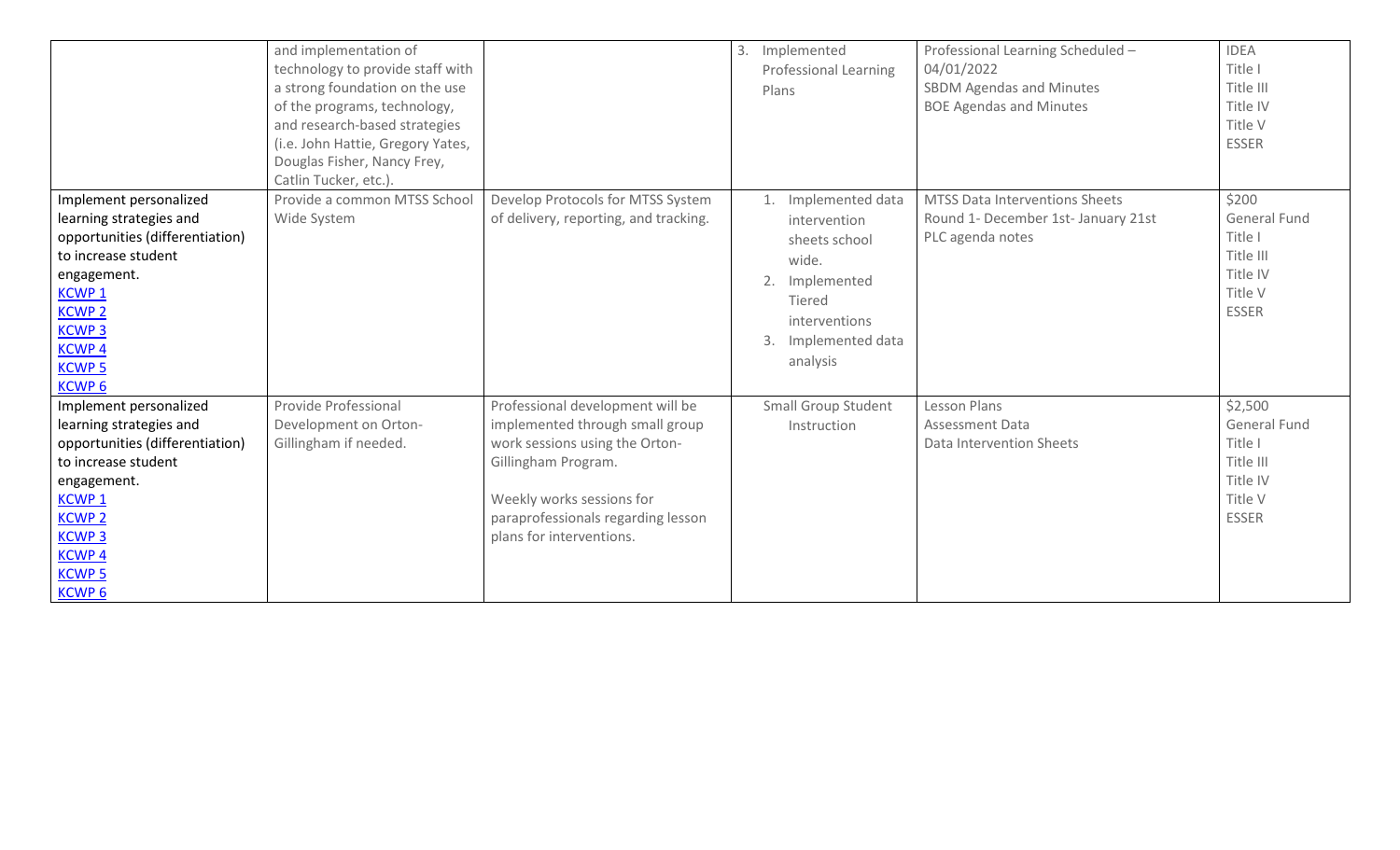| | | | | | |
|---|---|---|---|---|---|
| | and implementation of technology to provide staff with a strong foundation on the use of the programs, technology, and research-based strategies (i.e. John Hattie, Gregory Yates, Douglas Fisher, Nancy Frey, Catlin Tucker, etc.). | | 3. Implemented Professional Learning Plans | Professional Learning Scheduled – 04/01/2022<br>SBDM Agendas and Minutes<br>BOE Agendas and Minutes | IDEA<br>Title I<br>Title III<br>Title IV<br>Title V<br>ESSER |
| Implement personalized learning strategies and opportunities (differentiation) to increase student engagement.<br>KCWP 1<br>KCWP 2<br>KCWP 3<br>KCWP 4<br>KCWP 5<br>KCWP 6 | Provide a common MTSS School Wide System | Develop Protocols for MTSS System of delivery, reporting, and tracking. | 1. Implemented data intervention sheets school wide.<br>2. Implemented Tiered interventions<br>3. Implemented data analysis | MTSS Data Interventions Sheets<br>Round 1- December 1st- January 21st<br>PLC agenda notes | $200<br>General Fund<br>Title I<br>Title III<br>Title IV<br>Title V<br>ESSER |
| Implement personalized learning strategies and opportunities (differentiation) to increase student engagement.<br>KCWP 1<br>KCWP 2<br>KCWP 3<br>KCWP 4<br>KCWP 5<br>KCWP 6 | Provide Professional Development on Orton-Gillingham if needed. | Professional development will be implemented through small group work sessions using the Orton-Gillingham Program.<br><br>Weekly works sessions for paraprofessionals regarding lesson plans for interventions. | Small Group Student Instruction | Lesson Plans<br>Assessment Data<br>Data Intervention Sheets | $2,500<br>General Fund<br>Title I<br>Title III<br>Title IV<br>Title V<br>ESSER |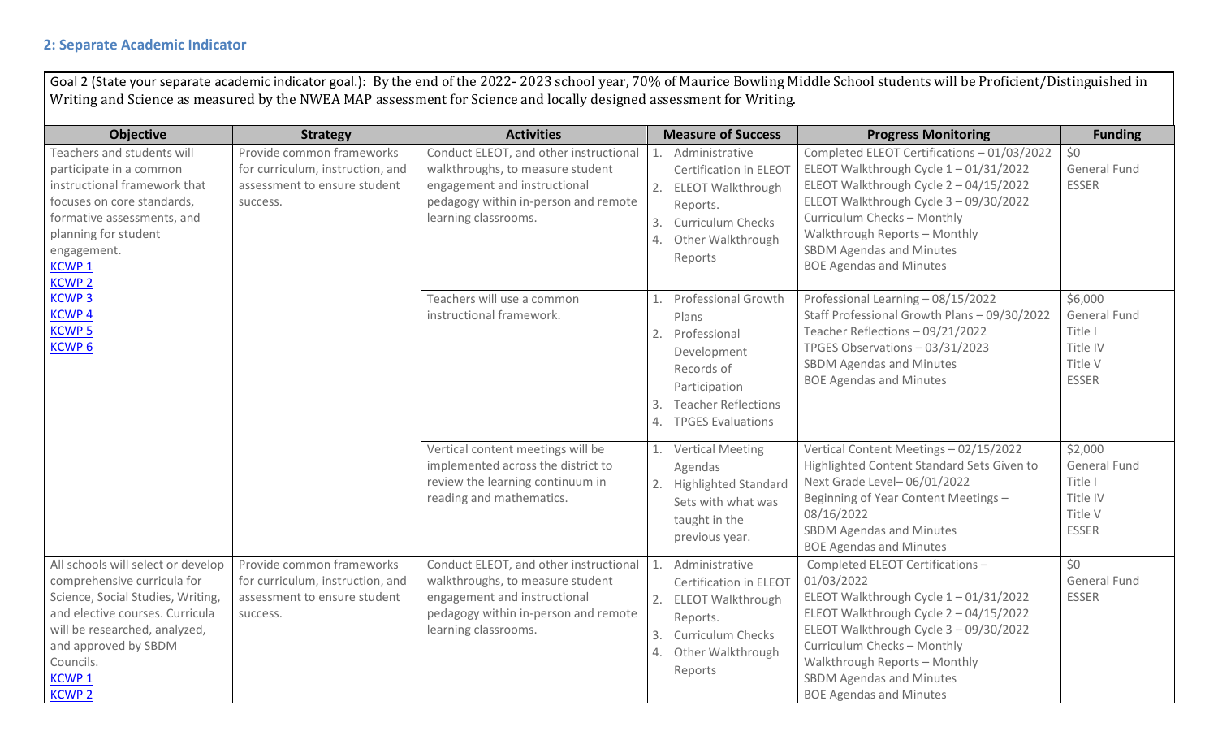## 2: Separate Academic Indicator

Goal 2 (State your separate academic indicator goal.): By the end of the 2022- 2023 school year, 70% of Maurice Bowling Middle School students will be Proficient/Distinguished in Writing and Science as measured by the NWEA MAP assessment for Science and locally designed assessment for Writing.

| Objective | Strategy | Activities | Measure of Success | Progress Monitoring | Funding |
|---|---|---|---|---|---|
| Teachers and students will participate in a common instructional framework that focuses on core standards, formative assessments, and planning for student engagement.<br>KCWP 1<br>KCWP 2<br>KCWP 3<br>KCWP 4<br>KCWP 5<br>KCWP 6 | Provide common frameworks for curriculum, instruction, and assessment to ensure student success. | Conduct ELEOT, and other instructional walkthroughs, to measure student engagement and instructional pedagogy within in-person and remote learning classrooms. | 1. Administrative Certification in ELEOT<br>2. ELEOT Walkthrough Reports.<br>3. Curriculum Checks<br>4. Other Walkthrough Reports | Completed ELEOT Certifications – 01/03/2022<br>ELEOT Walkthrough Cycle 1 – 01/31/2022<br>ELEOT Walkthrough Cycle 2 – 04/15/2022<br>ELEOT Walkthrough Cycle 3 – 09/30/2022<br>Curriculum Checks – Monthly<br>Walkthrough Reports – Monthly<br>SBDM Agendas and Minutes<br>BOE Agendas and Minutes | $0<br>General Fund<br>ESSER |
| | | Teachers will use a common instructional framework. | 1. Professional Growth Plans<br>2. Professional Development Records of Participation<br>3. Teacher Reflections<br>4. TPGES Evaluations | Professional Learning – 08/15/2022<br>Staff Professional Growth Plans – 09/30/2022<br>Teacher Reflections – 09/21/2022<br>TPGES Observations – 03/31/2023<br>SBDM Agendas and Minutes<br>BOE Agendas and Minutes | $6,000<br>General Fund<br>Title I<br>Title IV<br>Title V<br>ESSER |
| | | Vertical content meetings will be implemented across the district to review the learning continuum in reading and mathematics. | 1. Vertical Meeting Agendas<br>2. Highlighted Standard Sets with what was taught in the previous year. | Vertical Content Meetings – 02/15/2022<br>Highlighted Content Standard Sets Given to Next Grade Level– 06/01/2022<br>Beginning of Year Content Meetings – 08/16/2022<br>SBDM Agendas and Minutes<br>BOE Agendas and Minutes | $2,000<br>General Fund<br>Title I<br>Title IV<br>Title V<br>ESSER |
| All schools will select or develop comprehensive curricula for Science, Social Studies, Writing, and elective courses. Curricula will be researched, analyzed, and approved by SBDM Councils.<br>KCWP 1<br>KCWP 2 | Provide common frameworks for curriculum, instruction, and assessment to ensure student success. | Conduct ELEOT, and other instructional walkthroughs, to measure student engagement and instructional pedagogy within in-person and remote learning classrooms. | 1. Administrative Certification in ELEOT<br>2. ELEOT Walkthrough Reports.<br>3. Curriculum Checks<br>4. Other Walkthrough Reports | Completed ELEOT Certifications – 01/03/2022<br>ELEOT Walkthrough Cycle 1 – 01/31/2022<br>ELEOT Walkthrough Cycle 2 – 04/15/2022<br>ELEOT Walkthrough Cycle 3 – 09/30/2022<br>Curriculum Checks – Monthly<br>Walkthrough Reports – Monthly<br>SBDM Agendas and Minutes<br>BOE Agendas and Minutes | $0<br>General Fund<br>ESSER |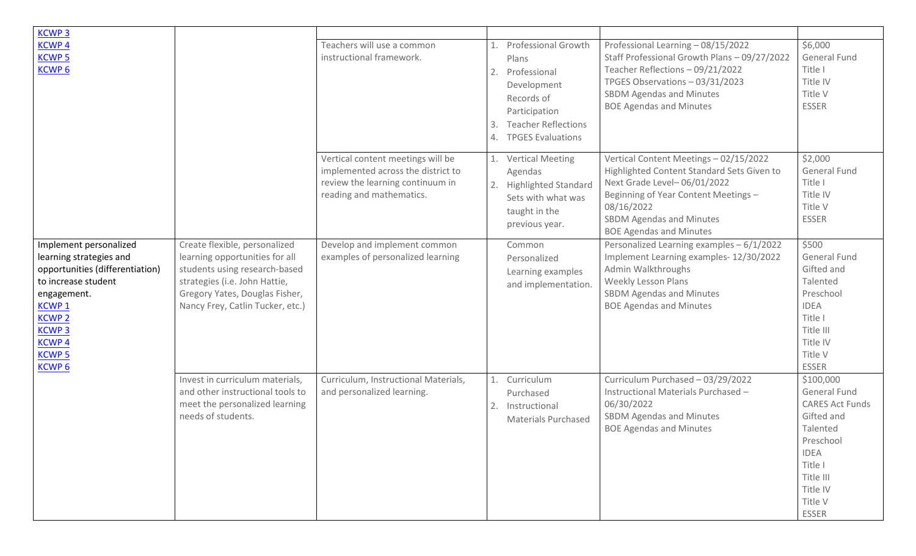| | | | | | |
|---|---|---|---|---|---|
| KCWP 3<br>KCWP 4<br>KCWP 5<br>KCWP 6 | | | | | |
| | | Teachers will use a common instructional framework. | 1. Professional Growth Plans<br>2. Professional Development Records of Participation<br>3. Teacher Reflections<br>4. TPGES Evaluations | Professional Learning – 08/15/2022<br>Staff Professional Growth Plans – 09/27/2022<br>Teacher Reflections – 09/21/2022<br>TPGES Observations – 03/31/2023<br>SBDM Agendas and Minutes<br>BOE Agendas and Minutes | $6,000<br>General Fund<br>Title I<br>Title IV<br>Title V<br>ESSER |
| | | Vertical content meetings will be implemented across the district to review the learning continuum in reading and mathematics. | 1. Vertical Meeting Agendas<br>2. Highlighted Standard Sets with what was taught in the previous year. | Vertical Content Meetings – 02/15/2022<br>Highlighted Content Standard Sets Given to Next Grade Level– 06/01/2022<br>Beginning of Year Content Meetings – 08/16/2022<br>SBDM Agendas and Minutes<br>BOE Agendas and Minutes | $2,000<br>General Fund<br>Title I<br>Title IV<br>Title V<br>ESSER |
| Implement personalized learning strategies and opportunities (differentiation) to increase student engagement.<br>KCWP 1<br>KCWP 2<br>KCWP 3<br>KCWP 4<br>KCWP 5<br>KCWP 6 | Create flexible, personalized learning opportunities for all students using research-based strategies (i.e. John Hattie, Gregory Yates, Douglas Fisher, Nancy Frey, Catlin Tucker, etc.) | Develop and implement common examples of personalized learning | Common Personalized Learning examples and implementation. | Personalized Learning examples – 6/1/2022<br>Implement Learning examples- 12/30/2022<br>Admin Walkthroughs<br>Weekly Lesson Plans<br>SBDM Agendas and Minutes<br>BOE Agendas and Minutes | $500<br>General Fund<br>Gifted and Talented<br>Preschool<br>IDEA<br>Title I<br>Title III<br>Title IV<br>Title V<br>ESSER |
| | Invest in curriculum materials, and other instructional tools to meet the personalized learning needs of students. | Curriculum, Instructional Materials, and personalized learning. | 1. Curriculum Purchased<br>2. Instructional Materials Purchased | Curriculum Purchased – 03/29/2022<br>Instructional Materials Purchased – 06/30/2022<br>SBDM Agendas and Minutes<br>BOE Agendas and Minutes | $100,000<br>General Fund<br>CARES Act Funds<br>Gifted and Talented<br>Preschool<br>IDEA<br>Title I<br>Title III<br>Title IV<br>Title V<br>ESSER |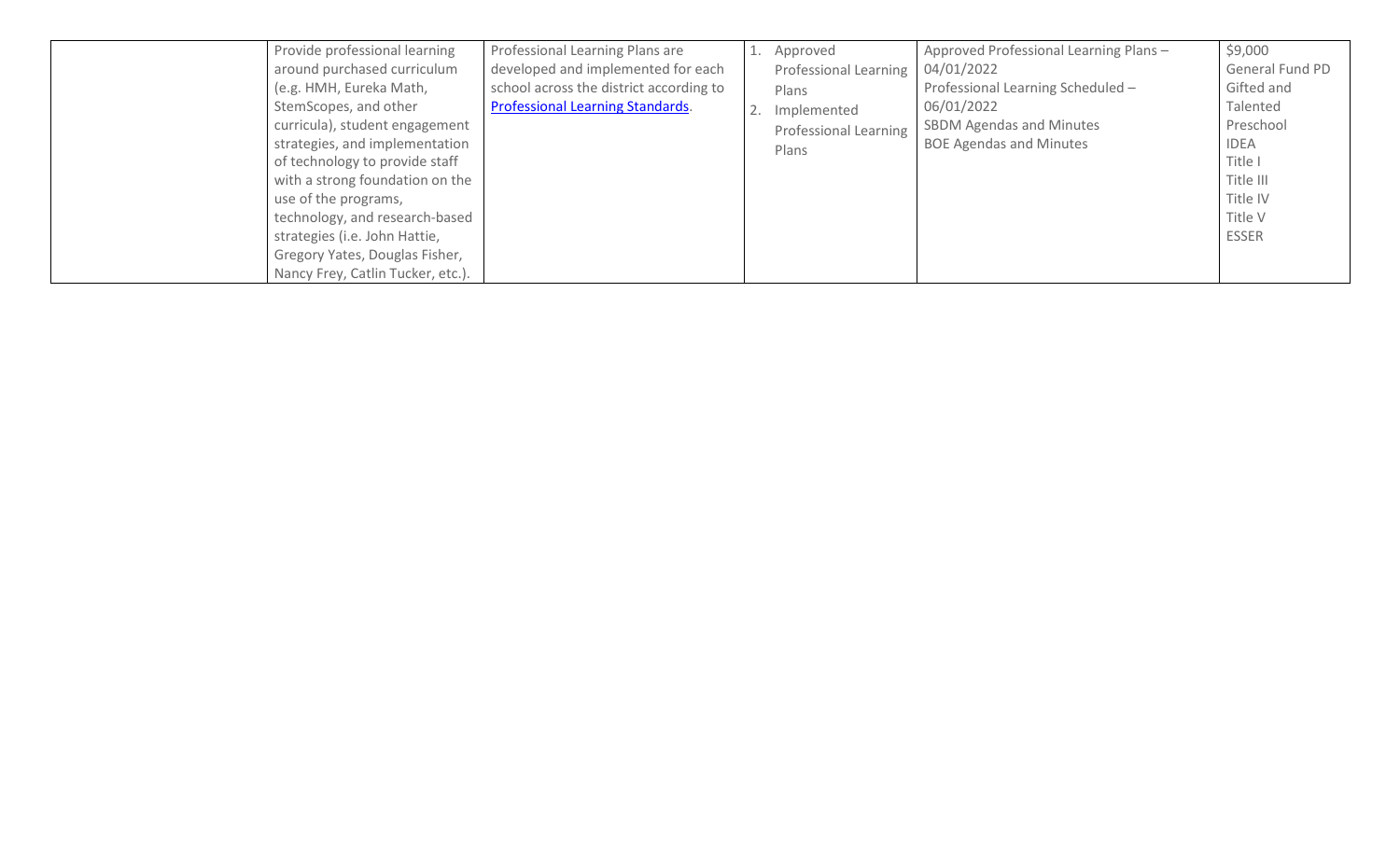| | | | | | |
|---|---|---|---|---|---|
| | Provide professional learning around purchased curriculum (e.g. HMH, Eureka Math, StemScopes, and other curricula), student engagement strategies, and implementation of technology to provide staff with a strong foundation on the use of the programs, technology, and research-based strategies (i.e. John Hattie, Gregory Yates, Douglas Fisher, Nancy Frey, Catlin Tucker, etc.). | Professional Learning Plans are developed and implemented for each school across the district according to [Professional Learning Standards](). | 1. Approved Professional Learning Plans<br>2. Implemented Professional Learning Plans | Approved Professional Learning Plans – 04/01/2022<br>Professional Learning Scheduled – 06/01/2022<br>SBDM Agendas and Minutes<br>BOE Agendas and Minutes | $9,000<br>General Fund PD<br>Gifted and Talented<br>Preschool<br>IDEA<br>Title I<br>Title III<br>Title IV<br>Title V<br>ESSER |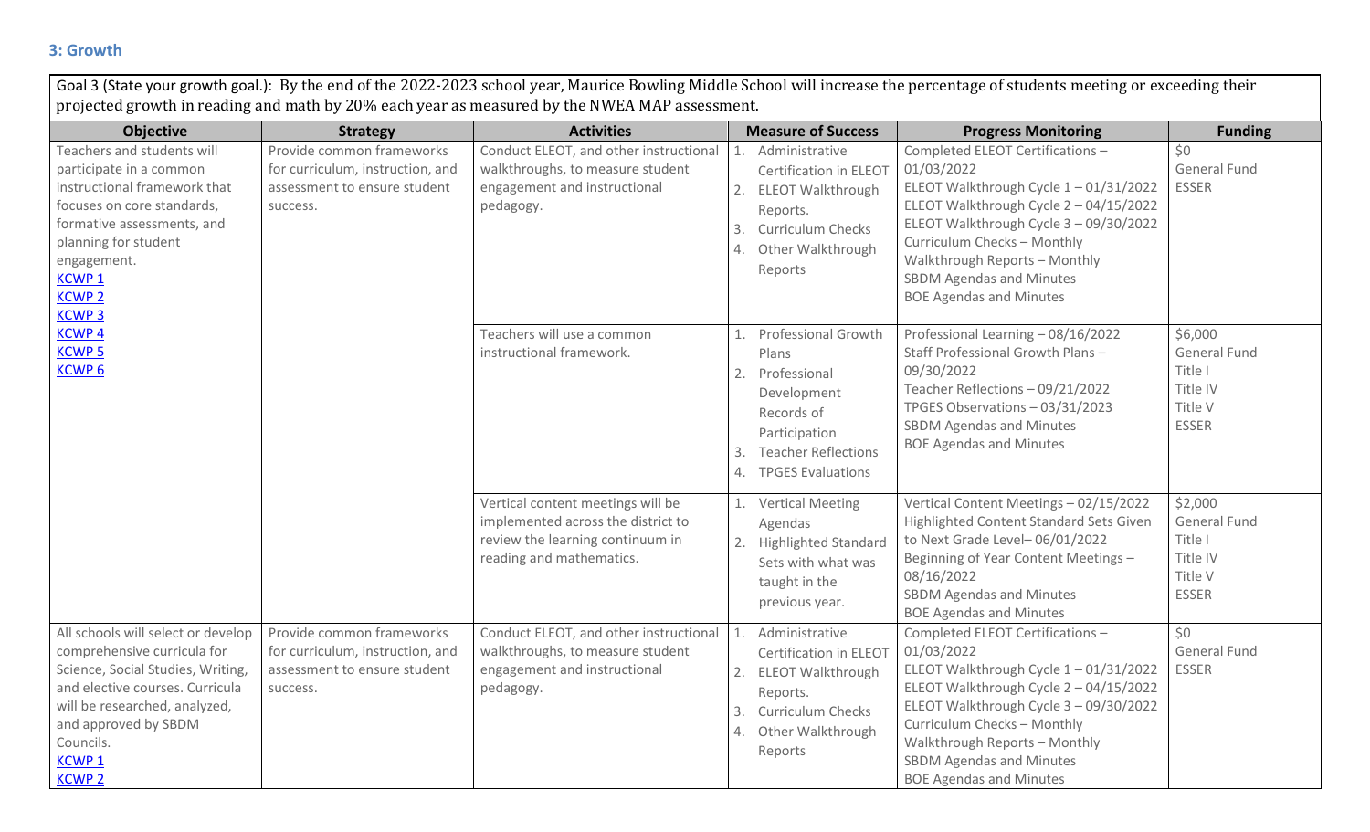### 3: Growth

Goal 3 (State your growth goal.): By the end of the 2022-2023 school year, Maurice Bowling Middle School will increase the percentage of students meeting or exceeding their projected growth in reading and math by 20% each year as measured by the NWEA MAP assessment.

| Objective | Strategy | Activities | Measure of Success | Progress Monitoring | Funding |
|---|---|---|---|---|---|
| Teachers and students will participate in a common instructional framework that focuses on core standards, formative assessments, and planning for student engagement.<br>KCWP 1<br>KCWP 2<br>KCWP 3<br>KCWP 4<br>KCWP 5<br>KCWP 6 | Provide common frameworks for curriculum, instruction, and assessment to ensure student success. | Conduct ELEOT, and other instructional walkthroughs, to measure student engagement and instructional pedagogy. | 1. Administrative Certification in ELEOT<br>2. ELEOT Walkthrough Reports.<br>3. Curriculum Checks<br>4. Other Walkthrough Reports | Completed ELEOT Certifications – 01/03/2022<br>ELEOT Walkthrough Cycle 1 – 01/31/2022<br>ELEOT Walkthrough Cycle 2 – 04/15/2022<br>ELEOT Walkthrough Cycle 3 – 09/30/2022<br>Curriculum Checks – Monthly<br>Walkthrough Reports – Monthly<br>SBDM Agendas and Minutes<br>BOE Agendas and Minutes | $0<br>General Fund<br>ESSER |
| | | Teachers will use a common instructional framework. | 1. Professional Growth Plans<br>2. Professional Development Records of Participation<br>3. Teacher Reflections<br>4. TPGES Evaluations | Professional Learning – 08/16/2022<br>Staff Professional Growth Plans – 09/30/2022<br>Teacher Reflections – 09/21/2022<br>TPGES Observations – 03/31/2023<br>SBDM Agendas and Minutes<br>BOE Agendas and Minutes | $6,000<br>General Fund<br>Title I<br>Title IV<br>Title V<br>ESSER |
| | | Vertical content meetings will be implemented across the district to review the learning continuum in reading and mathematics. | 1. Vertical Meeting Agendas<br>2. Highlighted Standard Sets with what was taught in the previous year. | Vertical Content Meetings – 02/15/2022<br>Highlighted Content Standard Sets Given to Next Grade Level– 06/01/2022<br>Beginning of Year Content Meetings – 08/16/2022<br>SBDM Agendas and Minutes<br>BOE Agendas and Minutes | $2,000<br>General Fund<br>Title I<br>Title IV<br>Title V<br>ESSER |
| All schools will select or develop comprehensive curricula for Science, Social Studies, Writing, and elective courses. Curricula will be researched, analyzed, and approved by SBDM Councils.<br>KCWP 1<br>KCWP 2 | Provide common frameworks for curriculum, instruction, and assessment to ensure student success. | Conduct ELEOT, and other instructional walkthroughs, to measure student engagement and instructional pedagogy. | 1. Administrative Certification in ELEOT<br>2. ELEOT Walkthrough Reports.<br>3. Curriculum Checks<br>4. Other Walkthrough Reports | Completed ELEOT Certifications – 01/03/2022<br>ELEOT Walkthrough Cycle 1 – 01/31/2022<br>ELEOT Walkthrough Cycle 2 – 04/15/2022<br>ELEOT Walkthrough Cycle 3 – 09/30/2022<br>Curriculum Checks – Monthly<br>Walkthrough Reports – Monthly<br>SBDM Agendas and Minutes<br>BOE Agendas and Minutes | $0<br>General Fund<br>ESSER |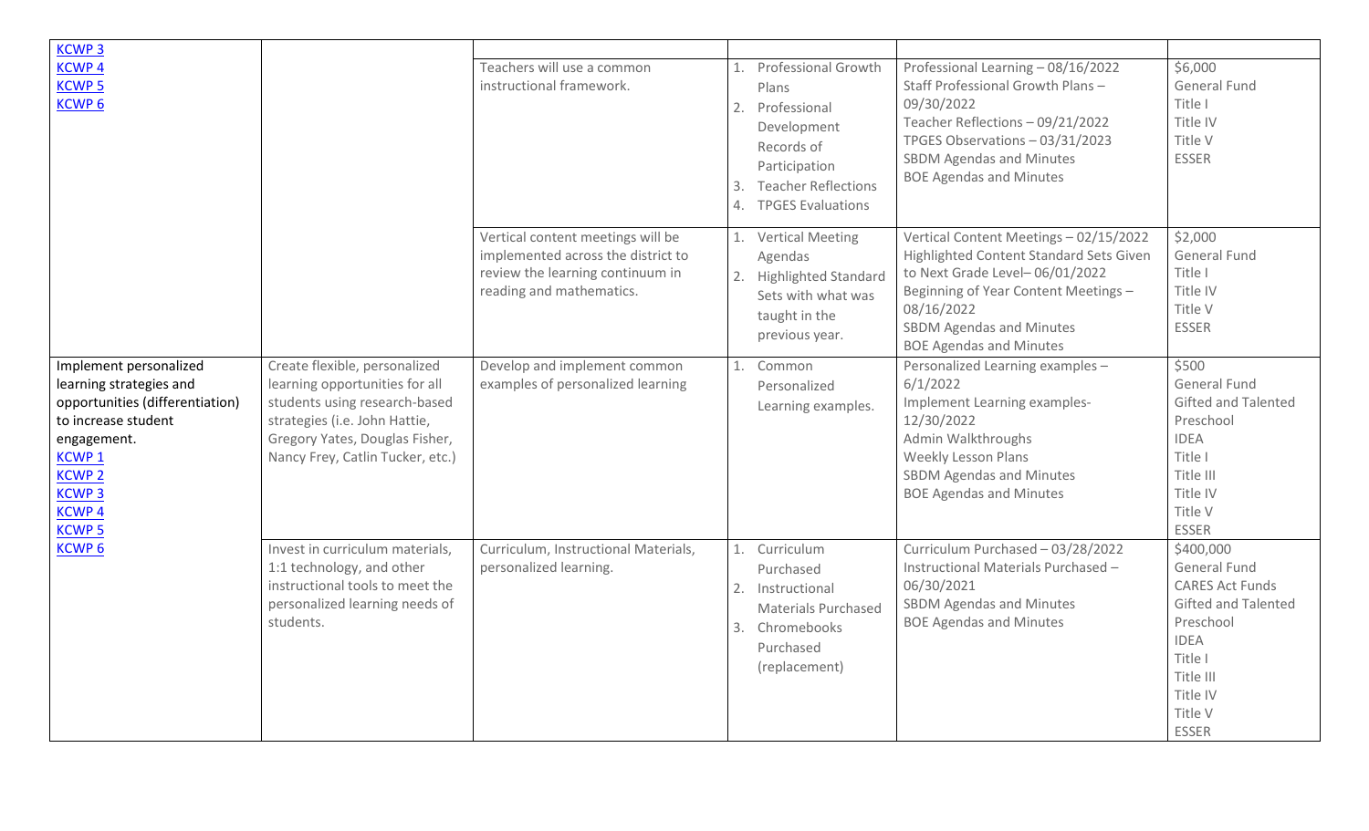| | | | | | |
|---|---|---|---|---|---|
| KCWP 3<br>KCWP 4<br>KCWP 5<br>KCWP 6 | | | | | |
| | | Teachers will use a common instructional framework. | 1. Professional Growth Plans<br>2. Professional Development Records of Participation<br>3. Teacher Reflections<br>4. TPGES Evaluations | Professional Learning – 08/16/2022<br>Staff Professional Growth Plans – 09/30/2022<br>Teacher Reflections – 09/21/2022<br>TPGES Observations – 03/31/2023<br>SBDM Agendas and Minutes<br>BOE Agendas and Minutes | $6,000<br>General Fund<br>Title I<br>Title IV<br>Title V<br>ESSER |
| | | Vertical content meetings will be implemented across the district to review the learning continuum in reading and mathematics. | 1. Vertical Meeting Agendas<br>2. Highlighted Standard Sets with what was taught in the previous year. | Vertical Content Meetings – 02/15/2022<br>Highlighted Content Standard Sets Given to Next Grade Level– 06/01/2022<br>Beginning of Year Content Meetings – 08/16/2022<br>SBDM Agendas and Minutes<br>BOE Agendas and Minutes | $2,000<br>General Fund<br>Title I<br>Title IV<br>Title V<br>ESSER |
| Implement personalized learning strategies and opportunities (differentiation) to increase student engagement.<br>KCWP 1<br>KCWP 2<br>KCWP 3<br>KCWP 4<br>KCWP 5<br>KCWP 6 | Create flexible, personalized learning opportunities for all students using research-based strategies (i.e. John Hattie, Gregory Yates, Douglas Fisher, Nancy Frey, Catlin Tucker, etc.) | Develop and implement common examples of personalized learning | 1. Common Personalized Learning examples. | Personalized Learning examples – 6/1/2022<br>Implement Learning examples- 12/30/2022<br>Admin Walkthroughs<br>Weekly Lesson Plans<br>SBDM Agendas and Minutes<br>BOE Agendas and Minutes | $500<br>General Fund<br>Gifted and Talented<br>Preschool<br>IDEA<br>Title I<br>Title III<br>Title IV<br>Title V<br>ESSER |
| | Invest in curriculum materials, 1:1 technology, and other instructional tools to meet the personalized learning needs of students. | Curriculum, Instructional Materials, personalized learning. | 1. Curriculum Purchased<br>2. Instructional Materials Purchased<br>3. Chromebooks Purchased (replacement) | Curriculum Purchased – 03/28/2022<br>Instructional Materials Purchased – 06/30/2021<br>SBDM Agendas and Minutes<br>BOE Agendas and Minutes | $400,000<br>General Fund<br>CARES Act Funds<br>Gifted and Talented<br>Preschool<br>IDEA<br>Title I<br>Title III<br>Title IV<br>Title V<br>ESSER |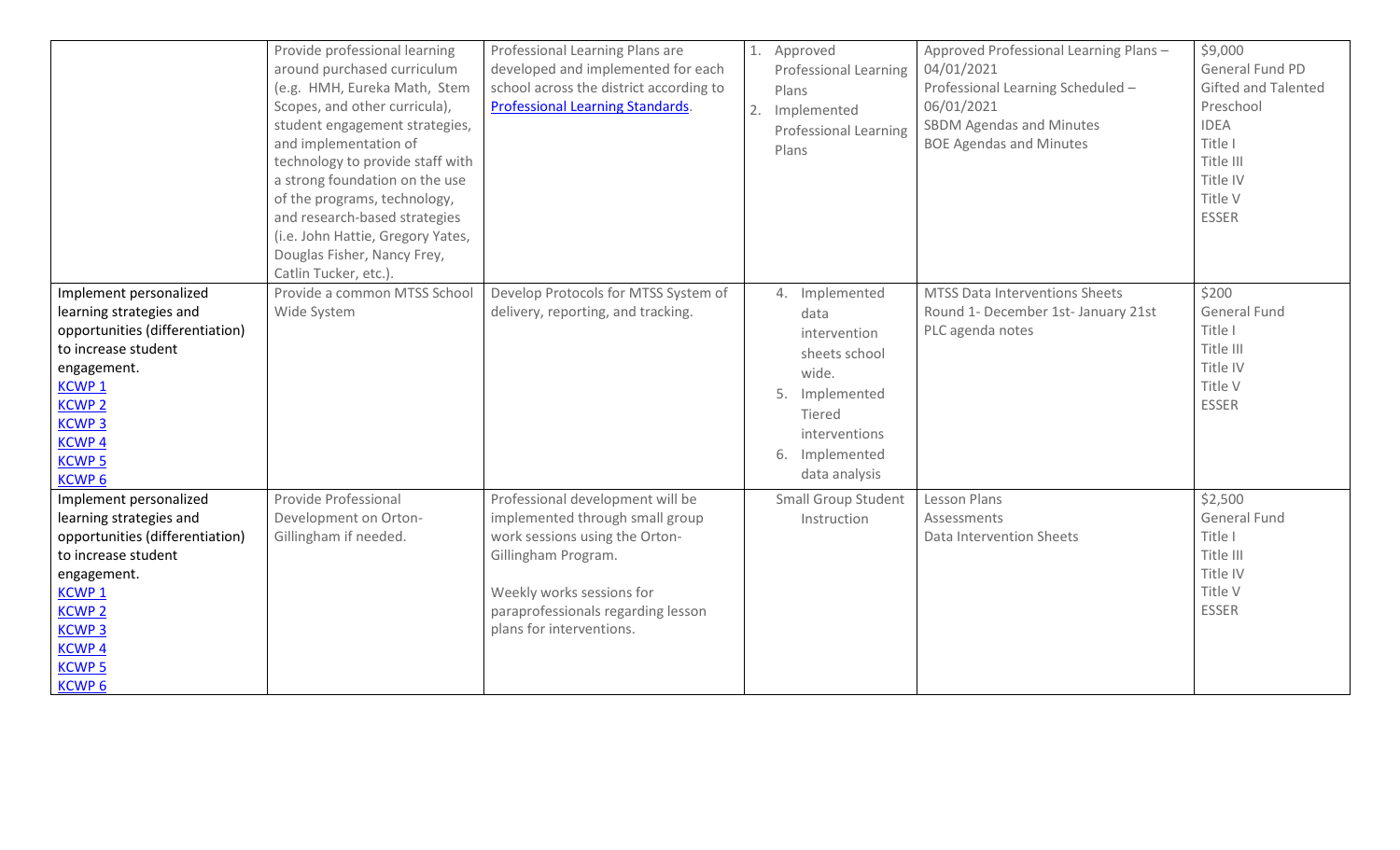| | | | | | |
|---|---|---|---|---|---|
| | Provide professional learning around purchased curriculum (e.g. HMH, Eureka Math, Stem Scopes, and other curricula), student engagement strategies, and implementation of technology to provide staff with a strong foundation on the use of the programs, technology, and research-based strategies (i.e. John Hattie, Gregory Yates, Douglas Fisher, Nancy Frey, Catlin Tucker, etc.). | Professional Learning Plans are developed and implemented for each school across the district according to [Professional Learning Standards](). | 1. Approved Professional Learning Plans<br>2. Implemented Professional Learning Plans | Approved Professional Learning Plans – 04/01/2021<br>Professional Learning Scheduled – 06/01/2021<br>SBDM Agendas and Minutes<br>BOE Agendas and Minutes | $9,000<br>General Fund PD<br>Gifted and Talented<br>Preschool<br>IDEA<br>Title I<br>Title III<br>Title IV<br>Title V<br>ESSER |
| Implement personalized learning strategies and opportunities (differentiation) to increase student engagement.<br>[KCWP 1]()<br>[KCWP 2]()<br>[KCWP 3]()<br>[KCWP 4]()<br>[KCWP 5]()<br>[KCWP 6]() | Provide a common MTSS School Wide System | Develop Protocols for MTSS System of delivery, reporting, and tracking. | 4. Implemented data intervention sheets school wide.<br>5. Implemented Tiered interventions<br>6. Implemented data analysis | MTSS Data Interventions Sheets<br>Round 1- December 1st- January 21st<br>PLC agenda notes | $200<br>General Fund<br>Title I<br>Title III<br>Title IV<br>Title V<br>ESSER |
| Implement personalized learning strategies and opportunities (differentiation) to increase student engagement.<br>[KCWP 1]()<br>[KCWP 2]()<br>[KCWP 3]()<br>[KCWP 4]()<br>[KCWP 5]()<br>[KCWP 6]() | Provide Professional Development on Orton-Gillingham if needed. | Professional development will be implemented through small group work sessions using the Orton-Gillingham Program.<br><br>Weekly works sessions for paraprofessionals regarding lesson plans for interventions. | Small Group Student Instruction | Lesson Plans<br>Assessments<br>Data Intervention Sheets | $2,500<br>General Fund<br>Title I<br>Title III<br>Title IV<br>Title V<br>ESSER |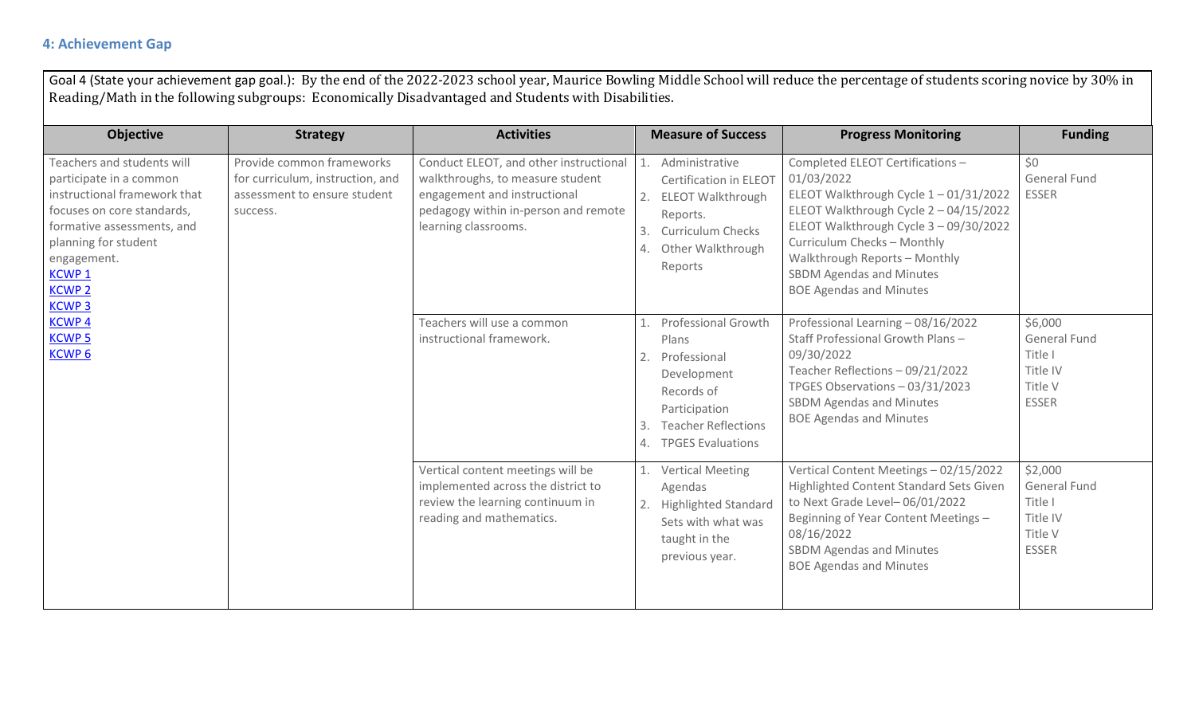## 4: Achievement Gap

Goal 4 (State your achievement gap goal.): By the end of the 2022-2023 school year, Maurice Bowling Middle School will reduce the percentage of students scoring novice by 30% in Reading/Math in the following subgroups: Economically Disadvantaged and Students with Disabilities.

| Objective | Strategy | Activities | Measure of Success | Progress Monitoring | Funding |
|---|---|---|---|---|---|
| Teachers and students will participate in a common instructional framework that focuses on core standards, formative assessments, and planning for student engagement.<br>KCWP 1<br>KCWP 2<br>KCWP 3<br>KCWP 4<br>KCWP 5<br>KCWP 6 | Provide common frameworks for curriculum, instruction, and assessment to ensure student success. | Conduct ELEOT, and other instructional walkthroughs, to measure student engagement and instructional pedagogy within in-person and remote learning classrooms. | 1. Administrative Certification in ELEOT<br>2. ELEOT Walkthrough Reports.<br>3. Curriculum Checks<br>4. Other Walkthrough Reports | Completed ELEOT Certifications – 01/03/2022<br>ELEOT Walkthrough Cycle 1 – 01/31/2022<br>ELEOT Walkthrough Cycle 2 – 04/15/2022<br>ELEOT Walkthrough Cycle 3 – 09/30/2022<br>Curriculum Checks – Monthly<br>Walkthrough Reports – Monthly<br>SBDM Agendas and Minutes<br>BOE Agendas and Minutes | $0<br>General Fund<br>ESSER |
| | | Teachers will use a common instructional framework. | 1. Professional Growth Plans<br>2. Professional Development Records of Participation<br>3. Teacher Reflections<br>4. TPGES Evaluations | Professional Learning – 08/16/2022<br>Staff Professional Growth Plans – 09/30/2022<br>Teacher Reflections – 09/21/2022<br>TPGES Observations – 03/31/2023<br>SBDM Agendas and Minutes<br>BOE Agendas and Minutes | $6,000<br>General Fund<br>Title I<br>Title IV<br>Title V<br>ESSER |
| | | Vertical content meetings will be implemented across the district to review the learning continuum in reading and mathematics. | 1. Vertical Meeting Agendas<br>2. Highlighted Standard Sets with what was taught in the previous year. | Vertical Content Meetings – 02/15/2022<br>Highlighted Content Standard Sets Given to Next Grade Level– 06/01/2022<br>Beginning of Year Content Meetings – 08/16/2022<br>SBDM Agendas and Minutes<br>BOE Agendas and Minutes | $2,000<br>General Fund<br>Title I<br>Title IV<br>Title V<br>ESSER |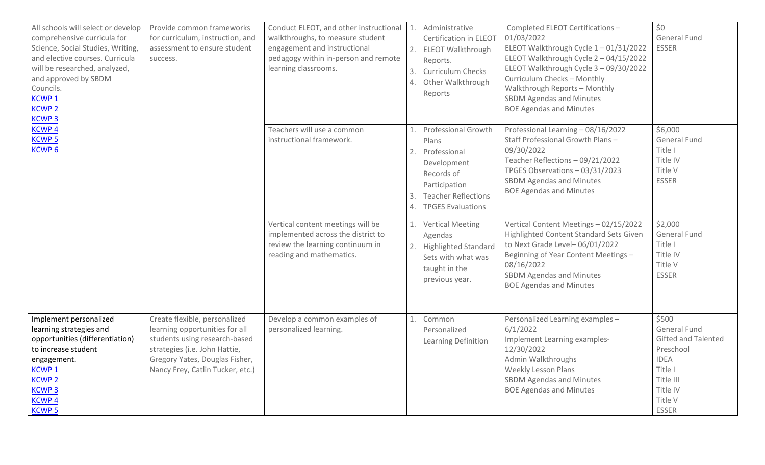| | | | | | |
|---|---|---|---|---|---|
| All schools will select or develop comprehensive curricula for Science, Social Studies, Writing, and elective courses. Curricula will be researched, analyzed, and approved by SBDM Councils.<br>KCWP 1<br>KCWP 2<br>KCWP 3<br>KCWP 4<br>KCWP 5<br>KCWP 6 | Provide common frameworks for curriculum, instruction, and assessment to ensure student success. | Conduct ELEOT, and other instructional walkthroughs, to measure student engagement and instructional pedagogy within in-person and remote learning classrooms. | 1. Administrative Certification in ELEOT<br>2. ELEOT Walkthrough Reports.<br>3. Curriculum Checks<br>4. Other Walkthrough Reports | Completed ELEOT Certifications – 01/03/2022<br>ELEOT Walkthrough Cycle 1 – 01/31/2022<br>ELEOT Walkthrough Cycle 2 – 04/15/2022<br>ELEOT Walkthrough Cycle 3 – 09/30/2022<br>Curriculum Checks – Monthly<br>Walkthrough Reports – Monthly<br>SBDM Agendas and Minutes<br>BOE Agendas and Minutes | $0<br>General Fund<br>ESSER |
| | | Teachers will use a common instructional framework. | 1. Professional Growth Plans<br>2. Professional Development Records of Participation<br>3. Teacher Reflections<br>4. TPGES Evaluations | Professional Learning – 08/16/2022<br>Staff Professional Growth Plans – 09/30/2022<br>Teacher Reflections – 09/21/2022<br>TPGES Observations – 03/31/2023<br>SBDM Agendas and Minutes<br>BOE Agendas and Minutes | $6,000<br>General Fund<br>Title I<br>Title IV<br>Title V<br>ESSER |
| | | Vertical content meetings will be implemented across the district to review the learning continuum in reading and mathematics. | 1. Vertical Meeting Agendas<br>2. Highlighted Standard Sets with what was taught in the previous year. | Vertical Content Meetings – 02/15/2022<br>Highlighted Content Standard Sets Given to Next Grade Level– 06/01/2022<br>Beginning of Year Content Meetings – 08/16/2022<br>SBDM Agendas and Minutes<br>BOE Agendas and Minutes | $2,000<br>General Fund<br>Title I<br>Title IV<br>Title V<br>ESSER |
| Implement personalized learning strategies and opportunities (differentiation) to increase student engagement.<br>KCWP 1<br>KCWP 2<br>KCWP 3<br>KCWP 4<br>KCWP 5 | Create flexible, personalized learning opportunities for all students using research-based strategies (i.e. John Hattie, Gregory Yates, Douglas Fisher, Nancy Frey, Catlin Tucker, etc.) | Develop a common examples of personalized learning. | 1. Common Personalized Learning Definition | Personalized Learning examples – 6/1/2022<br>Implement Learning examples- 12/30/2022<br>Admin Walkthroughs<br>Weekly Lesson Plans<br>SBDM Agendas and Minutes<br>BOE Agendas and Minutes | $500<br>General Fund<br>Gifted and Talented<br>Preschool<br>IDEA<br>Title I<br>Title III<br>Title IV<br>Title V<br>ESSER |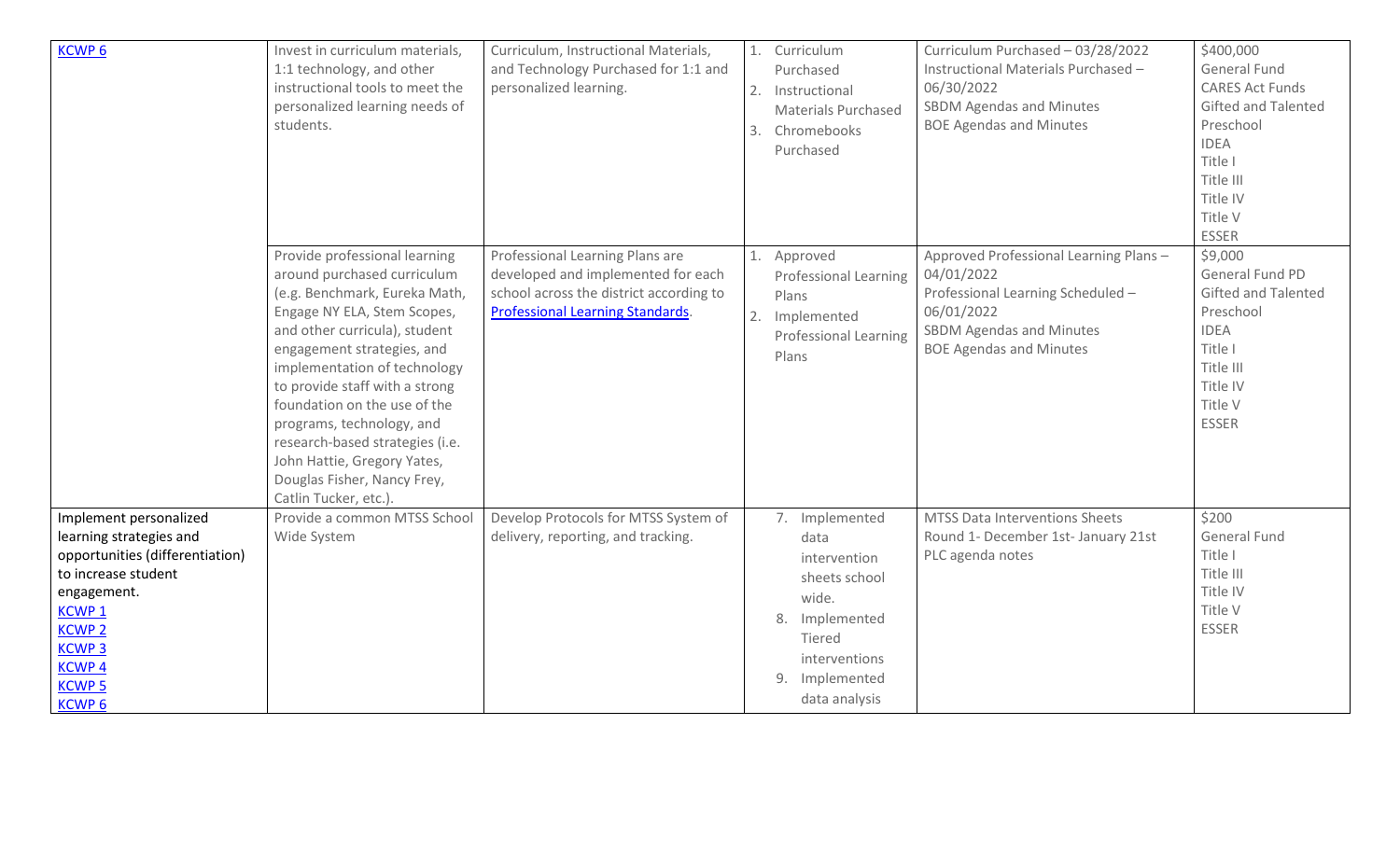| | | | | | |
|---|---|---|---|---|---|
| KCWP 6 | Invest in curriculum materials, 1:1 technology, and other instructional tools to meet the personalized learning needs of students. | Curriculum, Instructional Materials, and Technology Purchased for 1:1 and personalized learning. | 1. Curriculum Purchased<br>2. Instructional Materials Purchased<br>3. Chromebooks Purchased | Curriculum Purchased – 03/28/2022<br>Instructional Materials Purchased – 06/30/2022<br>SBDM Agendas and Minutes<br>BOE Agendas and Minutes | $400,000<br>General Fund<br>CARES Act Funds<br>Gifted and Talented<br>Preschool<br>IDEA<br>Title I<br>Title III<br>Title IV<br>Title V<br>ESSER |
| | Provide professional learning around purchased curriculum (e.g. Benchmark, Eureka Math, Engage NY ELA, Stem Scopes, and other curricula), student engagement strategies, and implementation of technology to provide staff with a strong foundation on the use of the programs, technology, and research-based strategies (i.e. John Hattie, Gregory Yates, Douglas Fisher, Nancy Frey, Catlin Tucker, etc.). | Professional Learning Plans are developed and implemented for each school across the district according to Professional Learning Standards. | 1. Approved Professional Learning Plans<br>2. Implemented Professional Learning Plans | Approved Professional Learning Plans – 04/01/2022<br>Professional Learning Scheduled – 06/01/2022<br>SBDM Agendas and Minutes<br>BOE Agendas and Minutes | $9,000<br>General Fund PD<br>Gifted and Talented<br>Preschool<br>IDEA<br>Title I<br>Title III<br>Title IV<br>Title V<br>ESSER |
| Implement personalized learning strategies and opportunities (differentiation) to increase student engagement.<br>KCWP 1<br>KCWP 2<br>KCWP 3<br>KCWP 4<br>KCWP 5<br>KCWP 6 | Provide a common MTSS School Wide System | Develop Protocols for MTSS System of delivery, reporting, and tracking. | 7. Implemented data intervention sheets school wide.<br>8. Implemented Tiered interventions<br>9. Implemented data analysis | MTSS Data Interventions Sheets<br>Round 1- December 1st- January 21st<br>PLC agenda notes | $200<br>General Fund<br>Title I<br>Title III<br>Title IV<br>Title V<br>ESSER |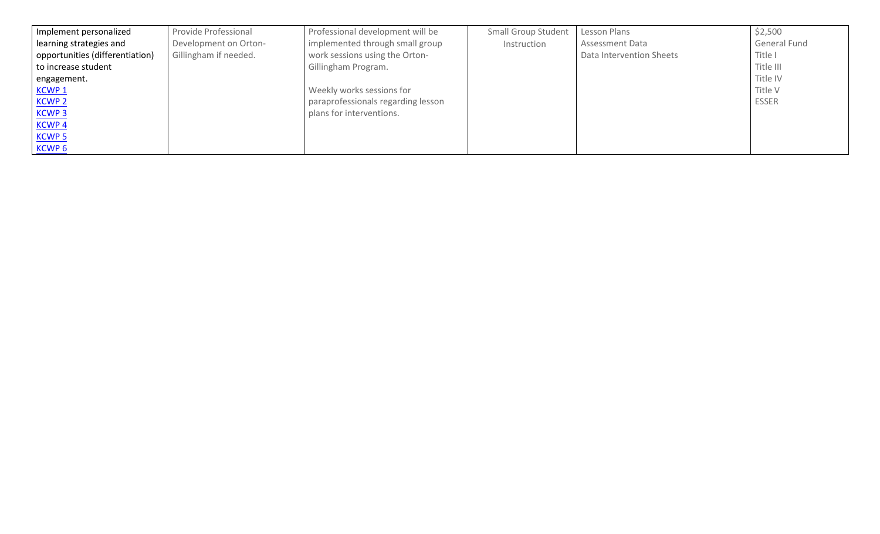| | | | | | |
|---|---|---|---|---|---|
| Implement personalized learning strategies and opportunities (differentiation) to increase student engagement.<br>KCWP 1<br>KCWP 2<br>KCWP 3<br>KCWP 4<br>KCWP 5<br>KCWP 6 | Provide Professional Development on Orton-Gillingham if needed. | Professional development will be implemented through small group work sessions using the Orton-Gillingham Program.<br><br>Weekly works sessions for paraprofessionals regarding lesson plans for interventions. | Small Group Student Instruction | Lesson Plans<br>Assessment Data<br>Data Intervention Sheets | $2,500<br>General Fund<br>Title I<br>Title III<br>Title IV<br>Title V<br>ESSER |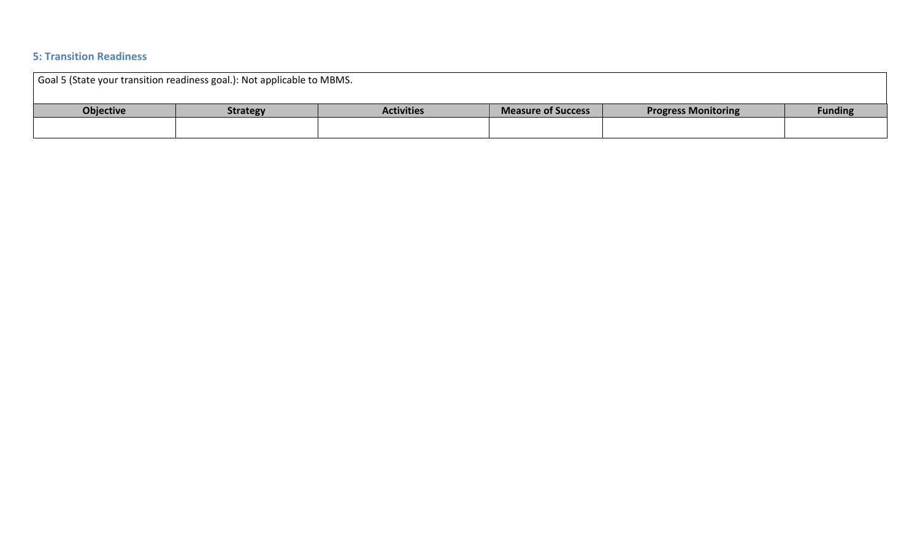### 5: Transition Readiness

| Goal 5 (State your transition readiness goal.): Not applicable to MBMS. | | | | | |
|---|---|---|---|---|---|
| **Objective** | **Strategy** | **Activities** | **Measure of Success** | **Progress Monitoring** | **Funding** |
| | | | | | |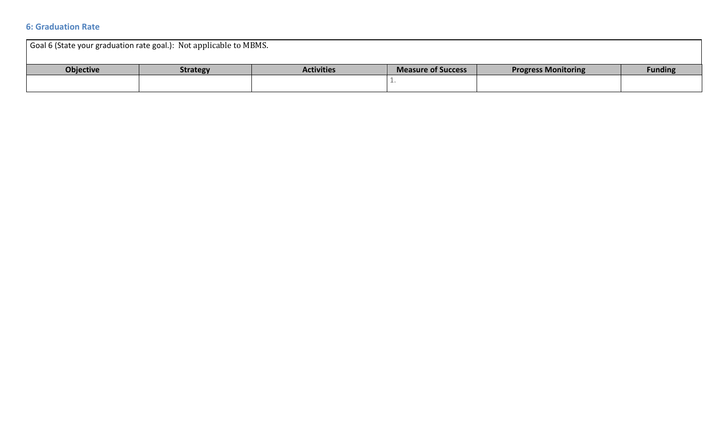### 6: Graduation Rate

| Goal 6 (State your graduation rate goal.): Not applicable to MBMS. | | | | | |
|---|---|---|---|---|---|
| **Objective** | **Strategy** | **Activities** | **Measure of Success** | **Progress Monitoring** | **Funding** |
| | | | 1. | | |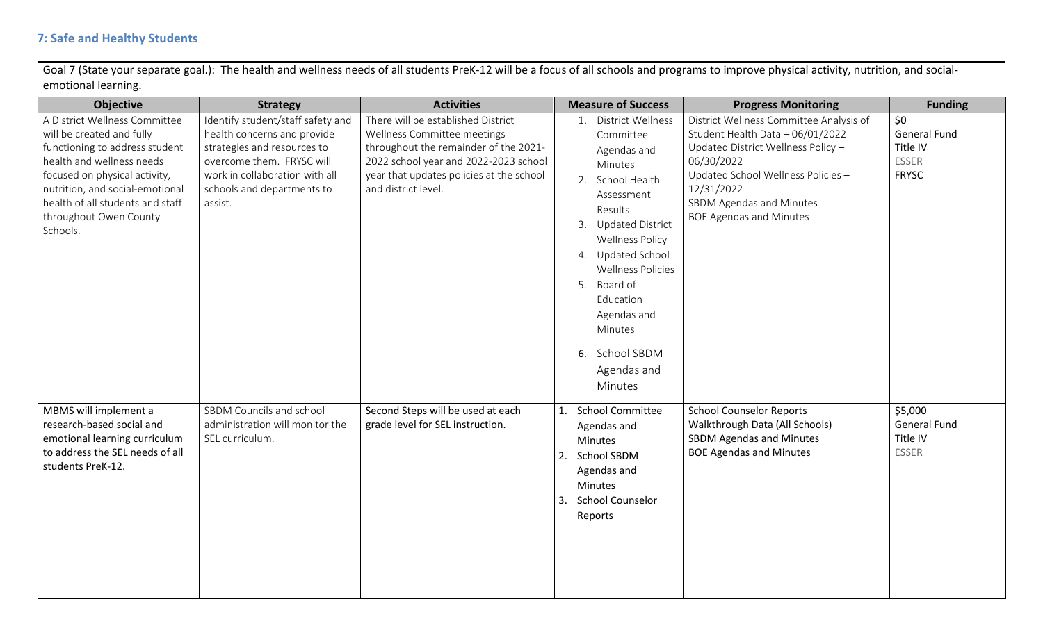## 7: Safe and Healthy Students

Goal 7 (State your separate goal.): The health and wellness needs of all students PreK-12 will be a focus of all schools and programs to improve physical activity, nutrition, and social-emotional learning.

| Objective | Strategy | Activities | Measure of Success | Progress Monitoring | Funding |
|---|---|---|---|---|---|
| A District Wellness Committee will be created and fully functioning to address student health and wellness needs focused on physical activity, nutrition, and social-emotional health of all students and staff throughout Owen County Schools. | Identify student/staff safety and health concerns and provide strategies and resources to overcome them. FRYSC will work in collaboration with all schools and departments to assist. | There will be established District Wellness Committee meetings throughout the remainder of the 2021-2022 school year and 2022-2023 school year that updates policies at the school and district level. | 1. District Wellness Committee Agendas and Minutes<br>2. School Health Assessment Results<br>3. Updated District Wellness Policy<br>4. Updated School Wellness Policies<br>5. Board of Education Agendas and Minutes<br>6. School SBDM Agendas and Minutes | District Wellness Committee Analysis of Student Health Data – 06/01/2022<br>Updated District Wellness Policy – 06/30/2022<br>Updated School Wellness Policies – 12/31/2022<br>SBDM Agendas and Minutes<br>BOE Agendas and Minutes | \$0<br>General Fund<br>Title IV<br>ESSER<br>FRYSC |
| MBMS will implement a research-based social and emotional learning curriculum to address the SEL needs of all students PreK-12. | SBDM Councils and school administration will monitor the SEL curriculum. | Second Steps will be used at each grade level for SEL instruction. | 1. School Committee Agendas and Minutes<br>2. School SBDM Agendas and Minutes<br>3. School Counselor Reports | School Counselor Reports<br>Walkthrough Data (All Schools)<br>SBDM Agendas and Minutes<br>BOE Agendas and Minutes | \$5,000<br>General Fund<br>Title IV<br>ESSER |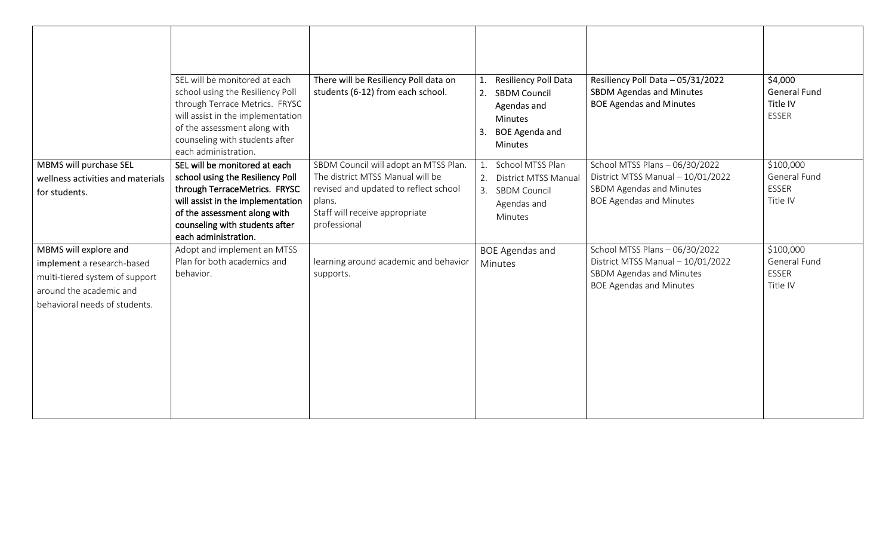| | | | | | |
|---|---|---|---|---|---|
| | | | | | |
| | SEL will be monitored at each school using the Resiliency Poll through Terrace Metrics. FRYSC will assist in the implementation of the assessment along with counseling with students after each administration. | There will be Resiliency Poll data on students (6-12) from each school. | 1. Resiliency Poll Data<br>2. SBDM Council Agendas and Minutes<br>3. BOE Agenda and Minutes | Resiliency Poll Data – 05/31/2022<br>SBDM Agendas and Minutes<br>BOE Agendas and Minutes | $4,000<br>General Fund<br>Title IV<br>ESSER |
| MBMS will purchase SEL wellness activities and materials for students. | SEL will be monitored at each school using the Resiliency Poll through TerraceMetrics. FRYSC will assist in the implementation of the assessment along with counseling with students after each administration. | SBDM Council will adopt an MTSS Plan. The district MTSS Manual will be revised and updated to reflect school plans.<br>Staff will receive appropriate professional | 1. School MTSS Plan<br>2. District MTSS Manual<br>3. SBDM Council Agendas and Minutes | School MTSS Plans – 06/30/2022<br>District MTSS Manual – 10/01/2022<br>SBDM Agendas and Minutes<br>BOE Agendas and Minutes | $100,000<br>General Fund<br>ESSER<br>Title IV |
| MBMS will explore and implement a research-based multi-tiered system of support around the academic and behavioral needs of students. | Adopt and implement an MTSS Plan for both academics and behavior. | learning around academic and behavior supports. | BOE Agendas and Minutes | School MTSS Plans – 06/30/2022<br>District MTSS Manual – 10/01/2022<br>SBDM Agendas and Minutes<br>BOE Agendas and Minutes | $100,000<br>General Fund<br>ESSER<br>Title IV |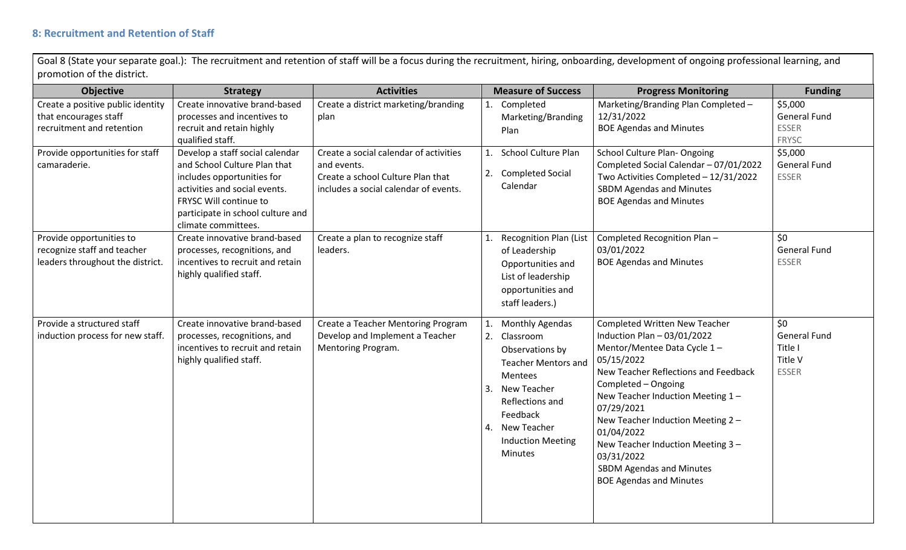### 8: Recruitment and Retention of Staff

Goal 8 (State your separate goal.): The recruitment and retention of staff will be a focus during the recruitment, hiring, onboarding, development of ongoing professional learning, and promotion of the district.

| Objective | Strategy | Activities | Measure of Success | Progress Monitoring | Funding |
|---|---|---|---|---|---|
| Create a positive public identity that encourages staff recruitment and retention | Create innovative brand-based processes and incentives to recruit and retain highly qualified staff. | Create a district marketing/branding plan | 1. Completed Marketing/Branding Plan | Marketing/Branding Plan Completed – 12/31/2022<br>BOE Agendas and Minutes | $5,000<br>General Fund<br>ESSER<br>FRYSC |
| Provide opportunities for staff camaraderie. | Develop a staff social calendar and School Culture Plan that includes opportunities for activities and social events. FRYSC Will continue to participate in school culture and climate committees. | Create a social calendar of activities and events.<br>Create a school Culture Plan that includes a social calendar of events. | 1. School Culture Plan<br>2. Completed Social Calendar | School Culture Plan- Ongoing<br>Completed Social Calendar – 07/01/2022<br>Two Activities Completed – 12/31/2022<br>SBDM Agendas and Minutes<br>BOE Agendas and Minutes | $5,000<br>General Fund<br>ESSER |
| Provide opportunities to recognize staff and teacher leaders throughout the district. | Create innovative brand-based processes, recognitions, and incentives to recruit and retain highly qualified staff. | Create a plan to recognize staff leaders. | 1. Recognition Plan (List of Leadership Opportunities and List of leadership opportunities and staff leaders.) | Completed Recognition Plan – 03/01/2022<br>BOE Agendas and Minutes | $0<br>General Fund<br>ESSER |
| Provide a structured staff induction process for new staff. | Create innovative brand-based processes, recognitions, and incentives to recruit and retain highly qualified staff. | Create a Teacher Mentoring Program Develop and Implement a Teacher Mentoring Program. | 1. Monthly Agendas<br>2. Classroom Observations by Teacher Mentors and Mentees<br>3. New Teacher Reflections and Feedback<br>4. New Teacher Induction Meeting Minutes | Completed Written New Teacher Induction Plan – 03/01/2022<br>Mentor/Mentee Data Cycle 1 – 05/15/2022<br>New Teacher Reflections and Feedback Completed – Ongoing<br>New Teacher Induction Meeting 1 – 07/29/2021<br>New Teacher Induction Meeting 2 – 01/04/2022<br>New Teacher Induction Meeting 3 – 03/31/2022<br>SBDM Agendas and Minutes<br>BOE Agendas and Minutes | $0<br>General Fund<br>Title I<br>Title V<br>ESSER |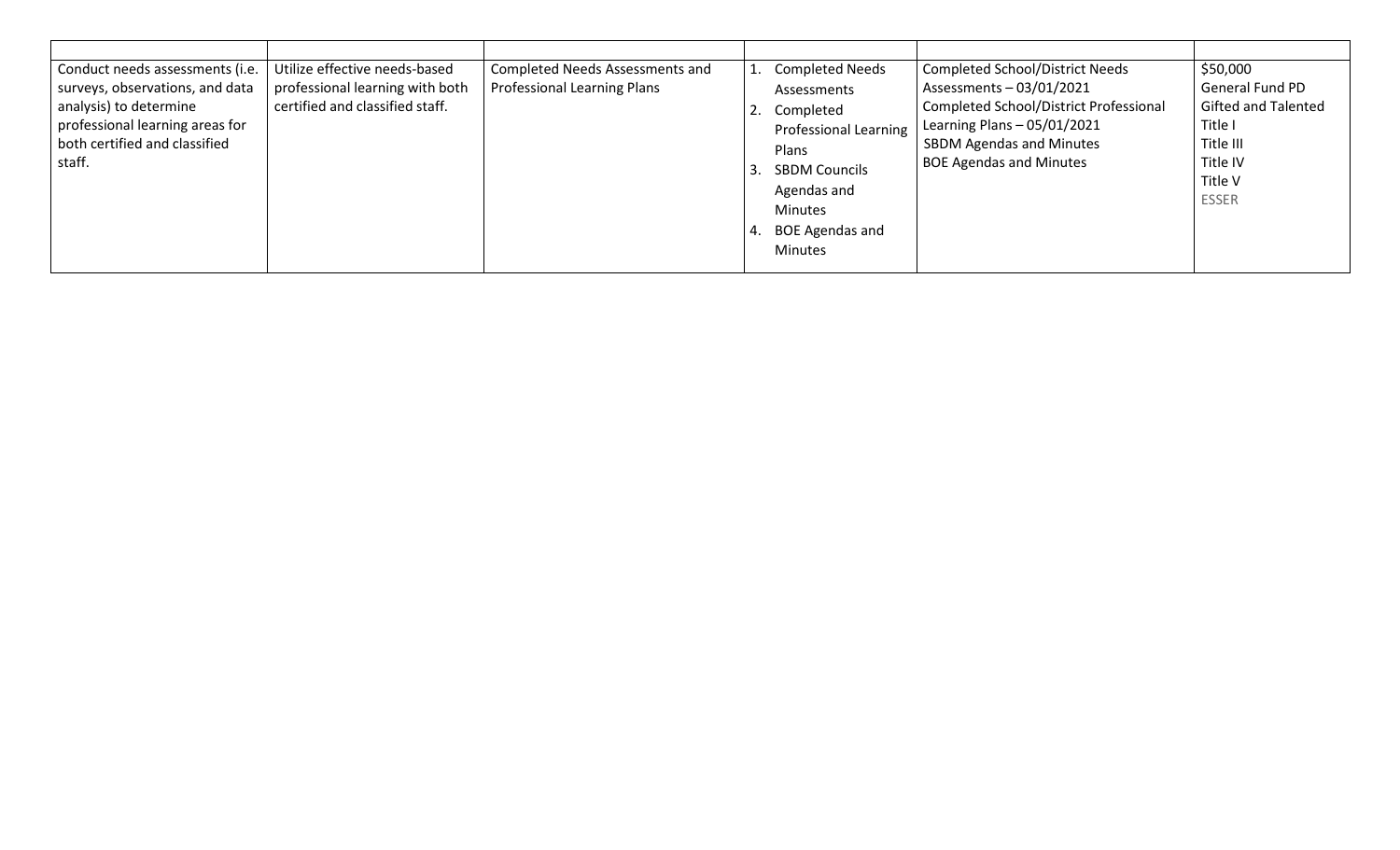| | | | | | |
|---|---|---|---|---|---|
| Conduct needs assessments (i.e. surveys, observations, and data analysis) to determine professional learning areas for both certified and classified staff. | Utilize effective needs-based professional learning with both certified and classified staff. | Completed Needs Assessments and Professional Learning Plans | 1. Completed Needs Assessments<br>2. Completed Professional Learning Plans<br>3. SBDM Councils Agendas and Minutes<br>4. BOE Agendas and Minutes | Completed School/District Needs Assessments – 03/01/2021<br>Completed School/District Professional Learning Plans – 05/01/2021<br>SBDM Agendas and Minutes<br>BOE Agendas and Minutes | $50,000<br>General Fund PD<br>Gifted and Talented<br>Title I<br>Title III<br>Title IV<br>Title V<br>ESSER |